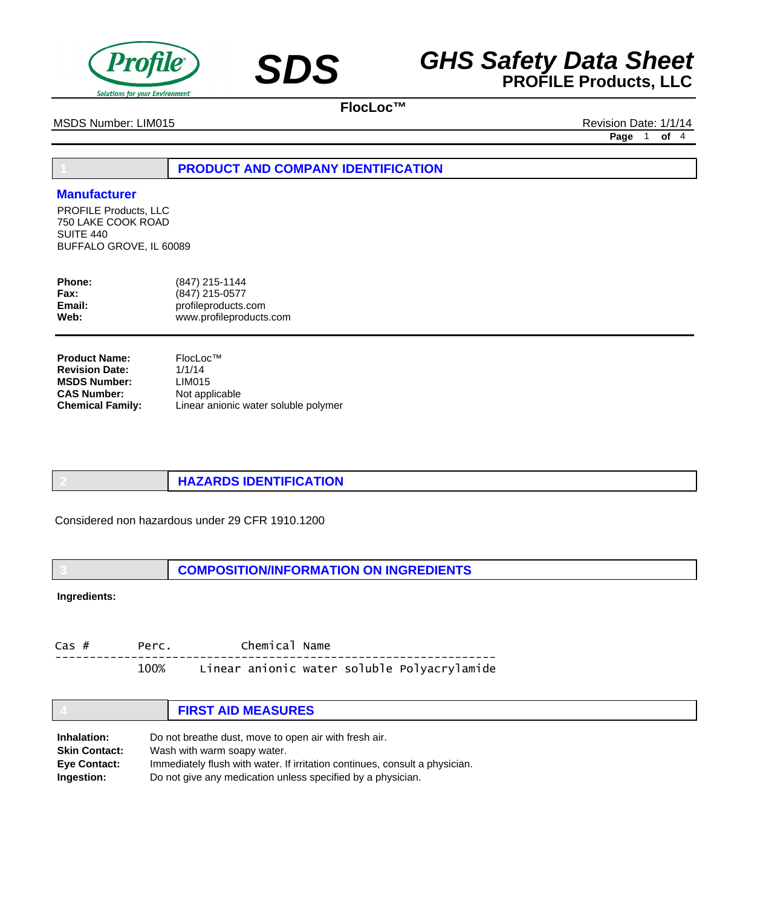# SDS

# GHS Safety Data Sheet

**PROFILE Products, LLC**

**FlocLoc™**

MSDS Number: LIM015 Revision Date: 1/1/14

## 1 PRODUCT AND COMPANY IDENTIFICATION

### Manufacturer

PROFILE Products, LLC
750 LAKE COOK ROAD
SUITE 440
BUFFALO GROVE, IL 60089

| | |
|---|---|
| **Phone:** | (847) 215-1144 |
| **Fax:** | (847) 215-0577 |
| **Email:** | profileproducts.com |
| **Web:** | www.profileproducts.com |

| | |
|---|---|
| **Product Name:** | FlocLoc™ |
| **Revision Date:** | 1/1/14 |
| **MSDS Number:** | LIM015 |
| **CAS Number:** | Not applicable |
| **Chemical Family:** | Linear anionic water soluble polymer |

## 2 HAZARDS IDENTIFICATION

Considered non hazardous under 29 CFR 1910.1200

## 3 COMPOSITION/INFORMATION ON INGREDIENTS

**Ingredients:**

| Cas # | Perc. | Chemical Name |
|---|---|---|
| | 100% | Linear anionic water soluble Polyacrylamide |

## 4 FIRST AID MEASURES

| | |
|---|---|
| **Inhalation:** | Do not breathe dust, move to open air with fresh air. |
| **Skin Contact:** | Wash with warm soapy water. |
| **Eye Contact:** | Immediately flush with water. If irritation continues, consult a physician. |
| **Ingestion:** | Do not give any medication unless specified by a physician. |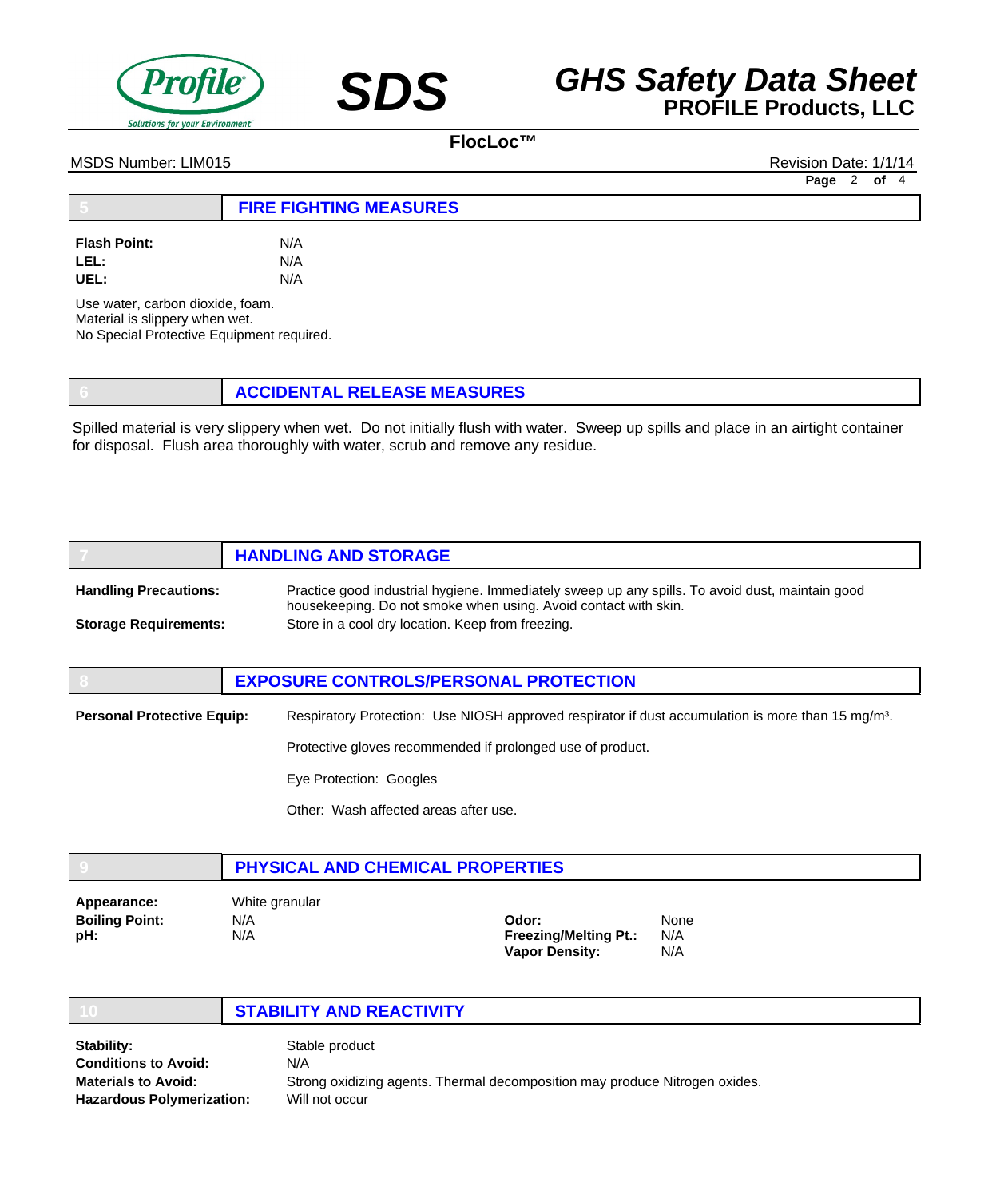## 5 FIRE FIGHTING MEASURES

**Flash Point:** N/A
**LEL:** N/A
**UEL:** N/A

Use water, carbon dioxide, foam.
Material is slippery when wet.
No Special Protective Equipment required.

## 6 ACCIDENTAL RELEASE MEASURES

Spilled material is very slippery when wet. Do not initially flush with water. Sweep up spills and place in an airtight container for disposal. Flush area thoroughly with water, scrub and remove any residue.

## 7 HANDLING AND STORAGE

**Handling Precautions:** Practice good industrial hygiene. Immediately sweep up any spills. To avoid dust, maintain good housekeeping. Do not smoke when using. Avoid contact with skin.

**Storage Requirements:** Store in a cool dry location. Keep from freezing.

## 8 EXPOSURE CONTROLS/PERSONAL PROTECTION

**Personal Protective Equip:** Respiratory Protection: Use NIOSH approved respirator if dust accumulation is more than 15 mg/m³.

Protective gloves recommended if prolonged use of product.

Eye Protection: Googles

Other: Wash affected areas after use.

## 9 PHYSICAL AND CHEMICAL PROPERTIES

**Appearance:** White granular
**Boiling Point:** N/A
**pH:** N/A
**Odor:** None
**Freezing/Melting Pt.:** N/A
**Vapor Density:** N/A

## 10 STABILITY AND REACTIVITY

**Stability:** Stable product
**Conditions to Avoid:** N/A
**Materials to Avoid:** Strong oxidizing agents. Thermal decomposition may produce Nitrogen oxides.
**Hazardous Polymerization:** Will not occur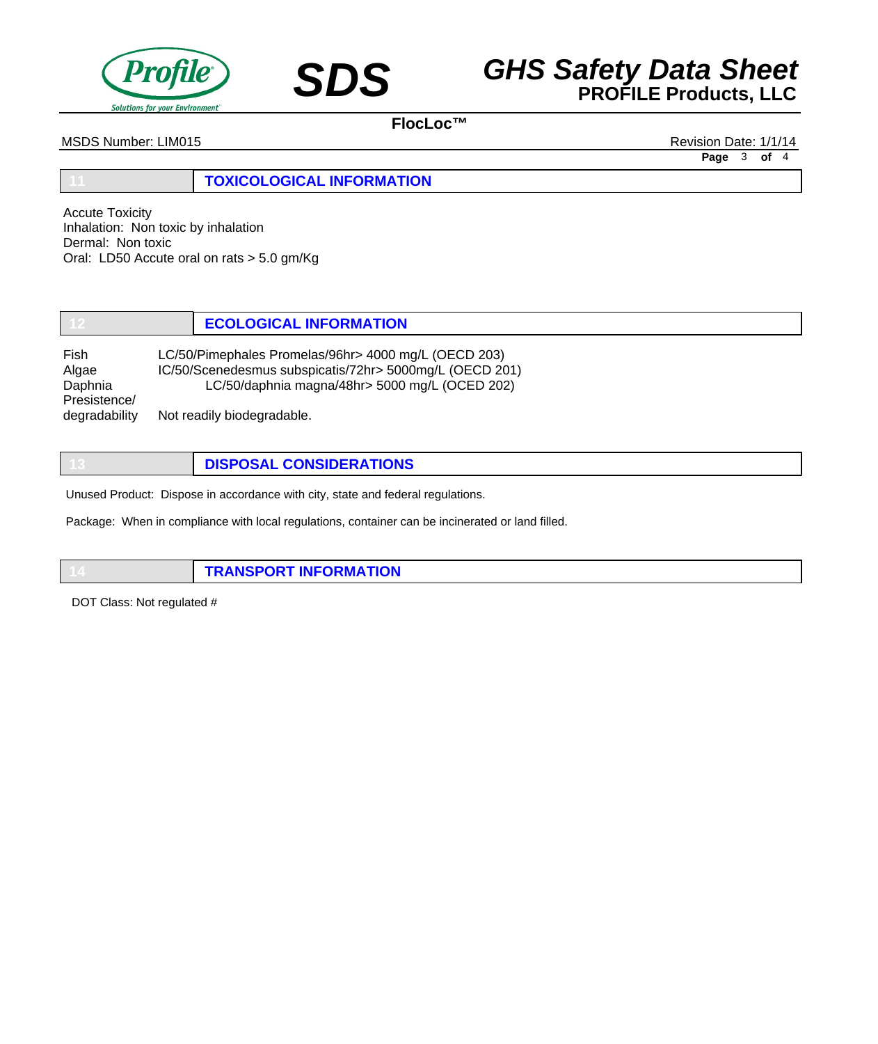## 11 TOXICOLOGICAL INFORMATION

Accute Toxicity
Inhalation: Non toxic by inhalation
Dermal: Non toxic
Oral: LD50 Accute oral on rats > 5.0 gm/Kg

## 12 ECOLOGICAL INFORMATION

| | |
|---|---|
| Fish | LC/50/Pimephales Promelas/96hr> 4000 mg/L (OECD 203) |
| Algae | IC/50/Scenedesmus subspicatis/72hr> 5000mg/L (OECD 201) |
| Daphnia | LC/50/daphnia magna/48hr> 5000 mg/L (OCED 202) |
| Presistence/ degradability | Not readily biodegradable. |

## 13 DISPOSAL CONSIDERATIONS

Unused Product: Dispose in accordance with city, state and federal regulations.

Package: When in compliance with local regulations, container can be incinerated or land filled.

## 14 TRANSPORT INFORMATION

DOT Class: Not regulated #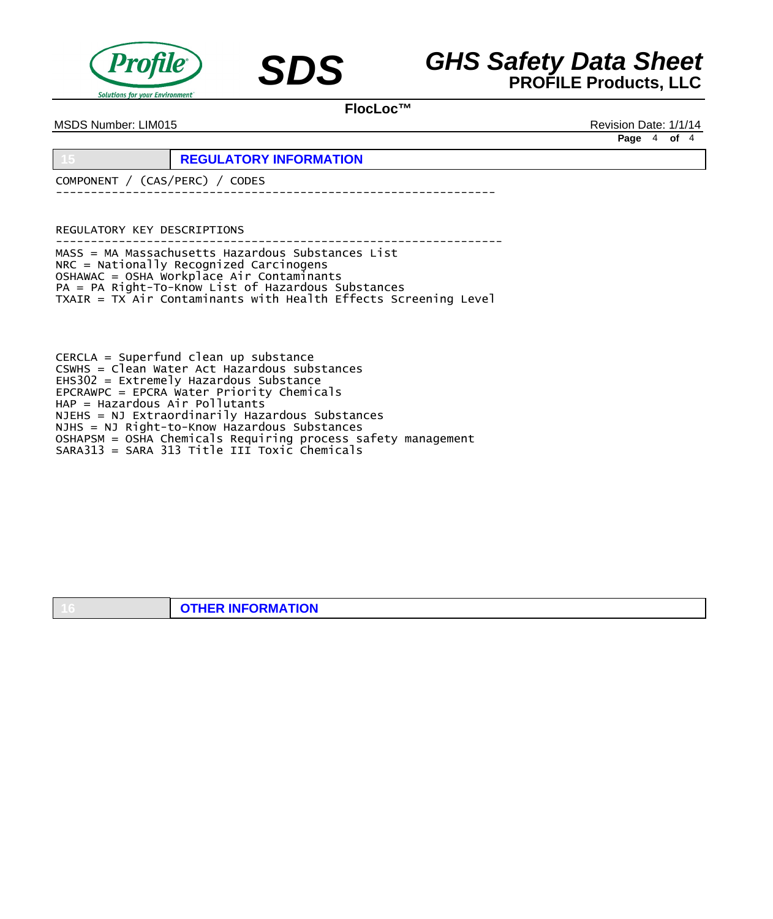## 15 REGULATORY INFORMATION

```
COMPONENT / (CAS/PERC) / CODES
----------------------------------------------------------------


REGULATORY KEY DESCRIPTIONS
-----------------------------------------------------------------
MASS = MA Massachusetts Hazardous Substances List
NRC = Nationally Recognized Carcinogens
OSHAWAC = OSHA Workplace Air Contaminants
PA = PA Right-To-Know List of Hazardous Substances
TXAIR = TX Air Contaminants with Health Effects Screening Level



CERCLA = Superfund clean up substance
CSWHS = Clean Water Act Hazardous substances
EHS302 = Extremely Hazardous Substance
EPCRAWPC = EPCRA Water Priority Chemicals
HAP = Hazardous Air Pollutants
NJEHS = NJ Extraordinarily Hazardous Substances
NJHS = NJ Right-to-Know Hazardous Substances
OSHAPSM = OSHA Chemicals Requiring process safety management
SARA313 = SARA 313 Title III Toxic Chemicals
```

## 16 OTHER INFORMATION